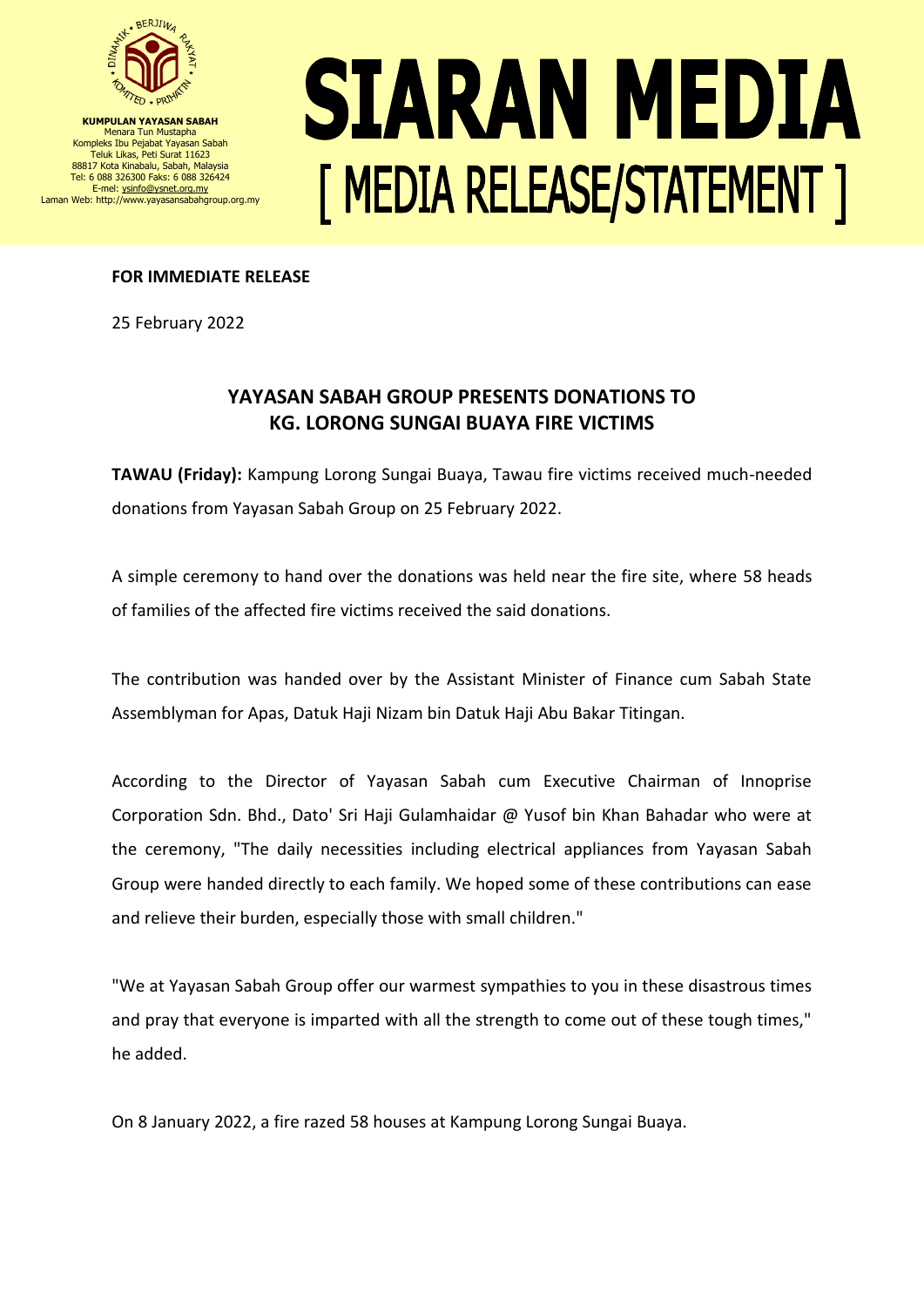KUMPULAN YAYASAN SABAH
Menara Tun Mustapha
Kompleks Ibu Pejabat Yayasan Sabah
Teluk Likas, Peti Surat 11623
88817 Kota Kinabalu, Sabah, Malaysia
Tel: 6 088 326300 Faks: 6 088 326424
E-mel: ysinfo@ysnet.org.my
Laman Web: http://www.yayasansabahgroup.org.my

# SIARAN MEDIA

# [ MEDIA RELEASE/STATEMENT ]

**FOR IMMEDIATE RELEASE**

25 February 2022

## YAYASAN SABAH GROUP PRESENTS DONATIONS TO KG. LORONG SUNGAI BUAYA FIRE VICTIMS

**TAWAU (Friday):** Kampung Lorong Sungai Buaya, Tawau fire victims received much-needed donations from Yayasan Sabah Group on 25 February 2022.

A simple ceremony to hand over the donations was held near the fire site, where 58 heads of families of the affected fire victims received the said donations.

The contribution was handed over by the Assistant Minister of Finance cum Sabah State Assemblyman for Apas, Datuk Haji Nizam bin Datuk Haji Abu Bakar Titingan.

According to the Director of Yayasan Sabah cum Executive Chairman of Innoprise Corporation Sdn. Bhd., Dato' Sri Haji Gulamhaidar @ Yusof bin Khan Bahadar who were at the ceremony, "The daily necessities including electrical appliances from Yayasan Sabah Group were handed directly to each family. We hoped some of these contributions can ease and relieve their burden, especially those with small children."

"We at Yayasan Sabah Group offer our warmest sympathies to you in these disastrous times and pray that everyone is imparted with all the strength to come out of these tough times," he added.

On 8 January 2022, a fire razed 58 houses at Kampung Lorong Sungai Buaya.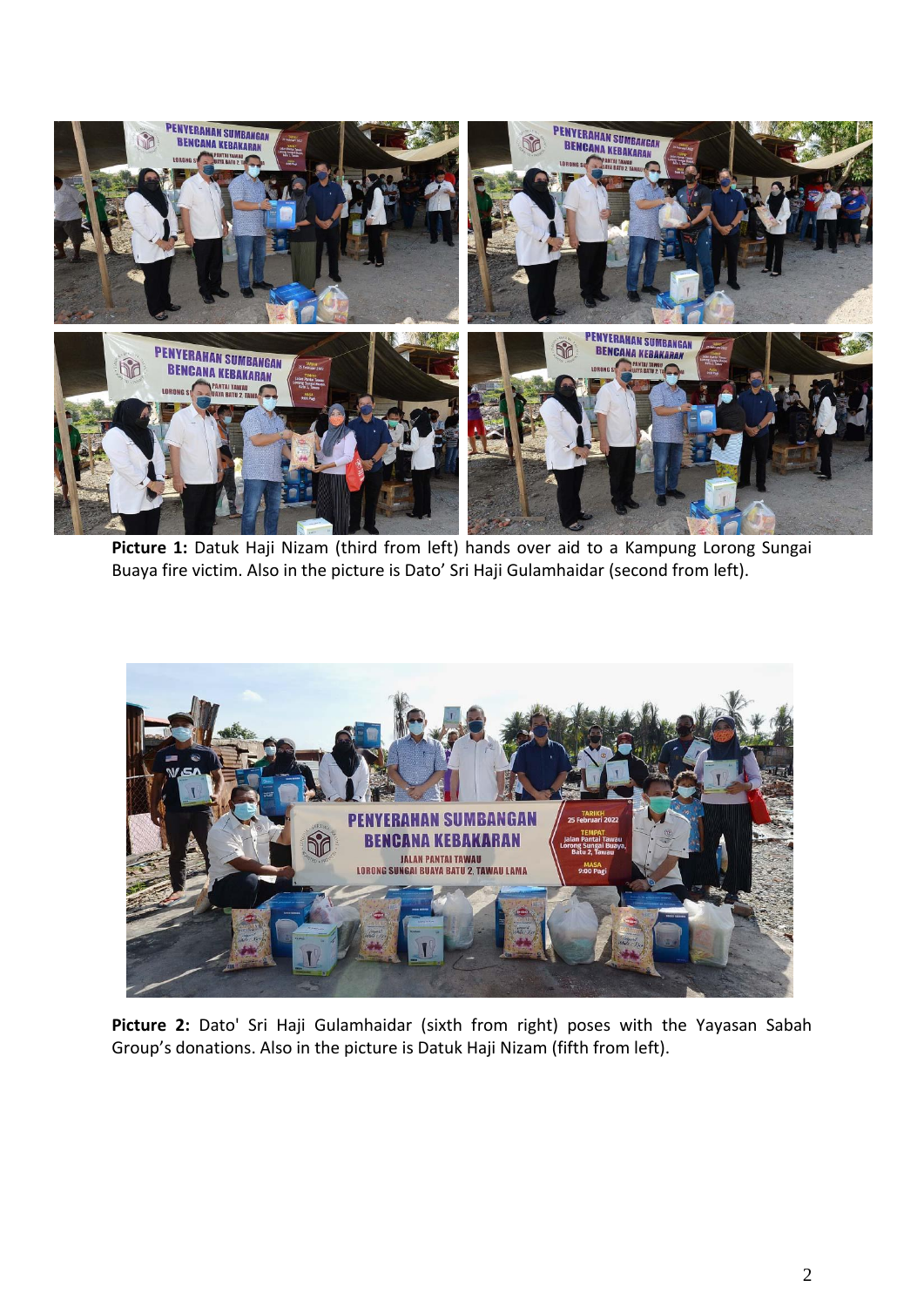**Picture 1:** Datuk Haji Nizam (third from left) hands over aid to a Kampung Lorong Sungai Buaya fire victim. Also in the picture is Dato' Sri Haji Gulamhaidar (second from left).

**Picture 2:** Dato' Sri Haji Gulamhaidar (sixth from right) poses with the Yayasan Sabah Group's donations. Also in the picture is Datuk Haji Nizam (fifth from left).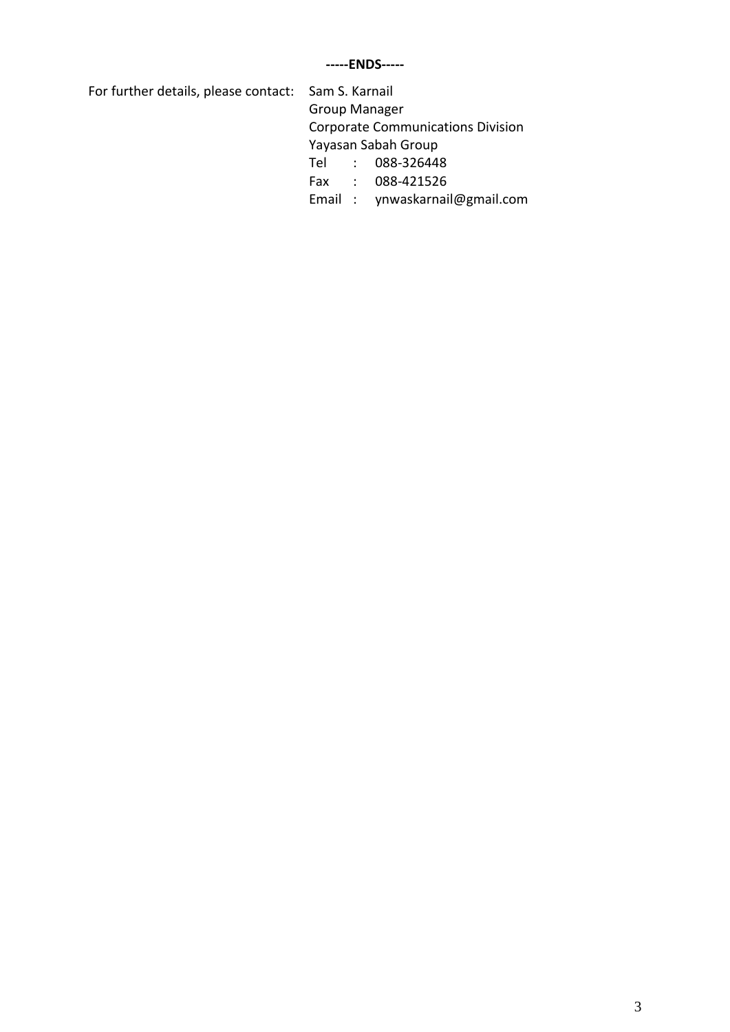**-----ENDS-----**

For further details, please contact: Sam S. Karnail
Group Manager
Corporate Communications Division
Yayasan Sabah Group
Tel : 088-326448
Fax : 088-421526
Email : ynwaskarnail@gmail.com